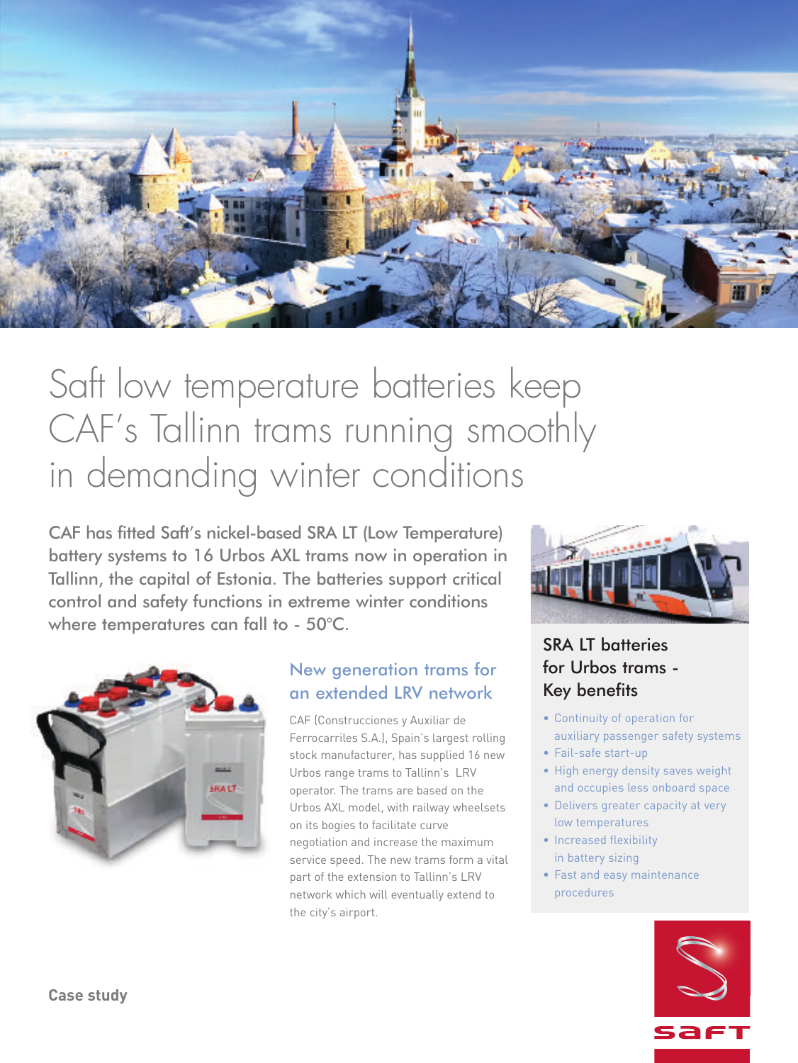# Saft low temperature batteries keep CAF's Tallinn trams running smoothly in demanding winter conditions

CAF has fitted Saft's nickel-based SRA LT (Low Temperature) battery systems to 16 Urbos AXL trams now in operation in Tallinn, the capital of Estonia. The batteries support critical control and safety functions in extreme winter conditions where temperatures can fall to - 50°C.

## New generation trams for an extended LRV network

CAF (Construcciones y Auxiliar de Ferrocarriles S.A.), Spain's largest rolling stock manufacturer, has supplied 16 new Urbos range trams to Tallinn's LRV operator. The trams are based on the Urbos AXL model, with railway wheelsets on its bogies to facilitate curve negotiation and increase the maximum service speed. The new trams form a vital part of the extension to Tallinn's LRV network which will eventually extend to the city's airport.

## SRA LT batteries for Urbos trams - Key benefits

- Continuity of operation for auxiliary passenger safety systems
- Fail-safe start-up
- High energy density saves weight and occupies less onboard space
- Delivers greater capacity at very low temperatures
- Increased flexibility in battery sizing
- Fast and easy maintenance procedures

**Case study**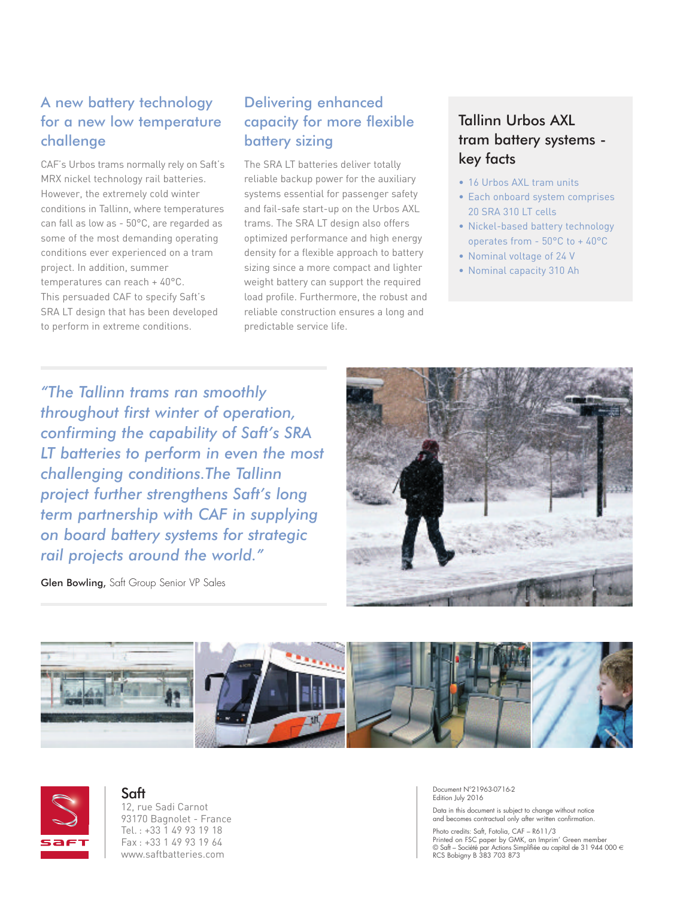## A new battery technology for a new low temperature challenge

CAF's Urbos trams normally rely on Saft's MRX nickel technology rail batteries. However, the extremely cold winter conditions in Tallinn, where temperatures can fall as low as - 50°C, are regarded as some of the most demanding operating conditions ever experienced on a tram project. In addition, summer temperatures can reach + 40°C. This persuaded CAF to specify Saft's SRA LT design that has been developed to perform in extreme conditions.

## Delivering enhanced capacity for more flexible battery sizing

The SRA LT batteries deliver totally reliable backup power for the auxiliary systems essential for passenger safety and fail-safe start-up on the Urbos AXL trams. The SRA LT design also offers optimized performance and high energy density for a flexible approach to battery sizing since a more compact and lighter weight battery can support the required load profile. Furthermore, the robust and reliable construction ensures a long and predictable service life.

## Tallinn Urbos AXL tram battery systems - key facts

- 16 Urbos AXL tram units
- Each onboard system comprises 20 SRA 310 LT cells
- Nickel-based battery technology operates from - 50°C to + 40°C
- Nominal voltage of 24 V
- Nominal capacity 310 Ah

*"The Tallinn trams ran smoothly throughout first winter of operation, confirming the capability of Saft's SRA LT batteries to perform in even the most challenging conditions.The Tallinn project further strengthens Saft's long term partnership with CAF in supplying on board battery systems for strategic rail projects around the world."*

**Glen Bowling,** Saft Group Senior VP Sales

**Saft**
12, rue Sadi Carnot
93170 Bagnolet - France
Tel. : +33 1 49 93 19 18
Fax : +33 1 49 93 19 64
www.saftbatteries.com

Document N°21963-0716-2
Edition July 2016

Data in this document is subject to change without notice and becomes contractual only after written confirmation.

Photo credits: Saft, Fotolia, CAF – R611/3
Printed on FSC paper by GMK, an Imprim' Green member
© Saft – Société par Actions Simplifiée au capital de 31 944 000 €
RCS Bobigny B 383 703 873